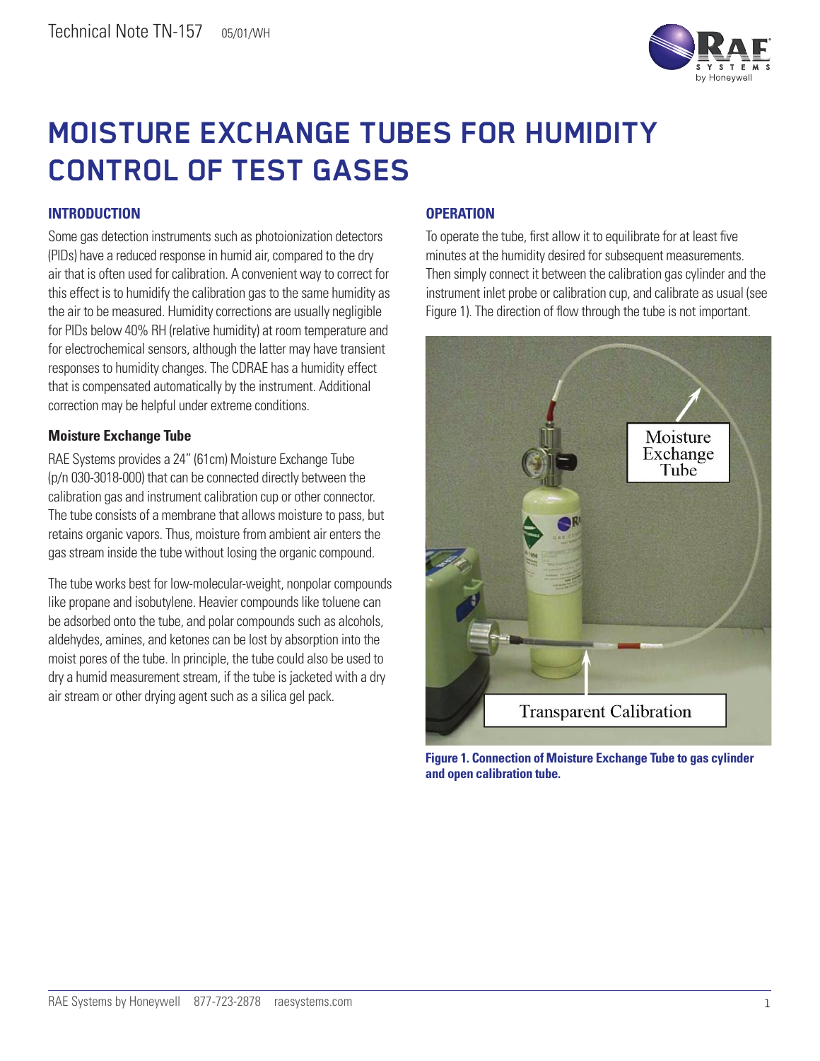Technical Note TN-157 05/01/WH

# MOISTURE EXCHANGE TUBES FOR HUMIDITY CONTROL OF TEST GASES

## INTRODUCTION

Some gas detection instruments such as photoionization detectors (PIDs) have a reduced response in humid air, compared to the dry air that is often used for calibration. A convenient way to correct for this effect is to humidify the calibration gas to the same humidity as the air to be measured. Humidity corrections are usually negligible for PIDs below 40% RH (relative humidity) at room temperature and for electrochemical sensors, although the latter may have transient responses to humidity changes. The CDRAE has a humidity effect that is compensated automatically by the instrument. Additional correction may be helpful under extreme conditions.

### Moisture Exchange Tube

RAE Systems provides a 24" (61cm) Moisture Exchange Tube (p/n 030-3018-000) that can be connected directly between the calibration gas and instrument calibration cup or other connector. The tube consists of a membrane that allows moisture to pass, but retains organic vapors. Thus, moisture from ambient air enters the gas stream inside the tube without losing the organic compound.

The tube works best for low-molecular-weight, nonpolar compounds like propane and isobutylene. Heavier compounds like toluene can be adsorbed onto the tube, and polar compounds such as alcohols, aldehydes, amines, and ketones can be lost by absorption into the moist pores of the tube. In principle, the tube could also be used to dry a humid measurement stream, if the tube is jacketed with a dry air stream or other drying agent such as a silica gel pack.

## OPERATION

To operate the tube, first allow it to equilibrate for at least five minutes at the humidity desired for subsequent measurements. Then simply connect it between the calibration gas cylinder and the instrument inlet probe or calibration cup, and calibrate as usual (see Figure 1). The direction of flow through the tube is not important.

**Figure 1. Connection of Moisture Exchange Tube to gas cylinder and open calibration tube.**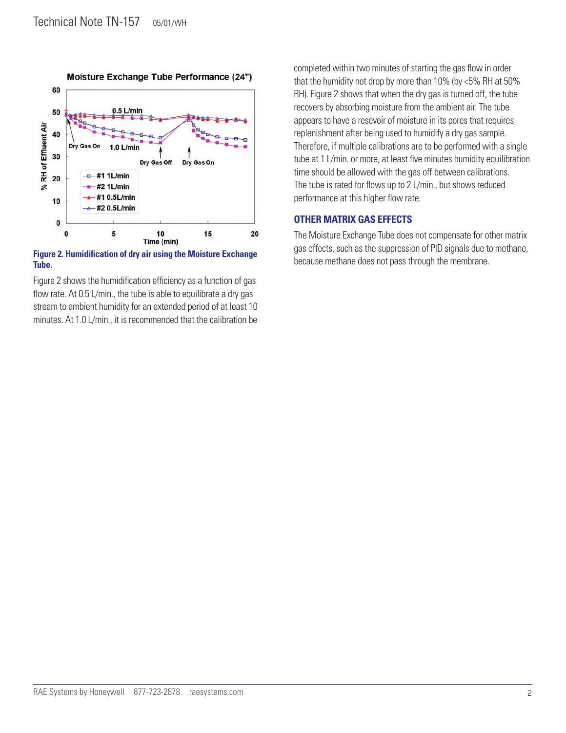Moisture Exchange Tube Performance (24")

% RH of Effluent Air

60
50
40
30
20
10
0

0
5
10
15
20

Time (min)

0.5 L/min

Dry Gas On

1.0 L/min

Dry Gas Off

Dry Gas On

#1 1L/min
#2 1L/min
#1 0.5L/min
#2 0.5L/min

**Figure 2. Humidification of dry air using the Moisture Exchange Tube.**

Figure 2 shows the humidification efficiency as a function of gas flow rate. At 0.5 L/min., the tube is able to equilibrate a dry gas stream to ambient humidity for an extended period of at least 10 minutes. At 1.0 L/min., it is recommended that the calibration be completed within two minutes of starting the gas flow in order that the humidity not drop by more than 10% (by <5% RH at 50% RH). Figure 2 shows that when the dry gas is turned off, the tube recovers by absorbing moisture from the ambient air. The tube appears to have a resevoir of moisture in its pores that requires replenishment after being used to humidify a dry gas sample. Therefore, if multiple calibrations are to be performed with a single tube at 1 L/min. or more, at least five minutes humidity equilibration time should be allowed with the gas off between calibrations. The tube is rated for flows up to 2 L/min., but shows reduced performance at this higher flow rate.

## OTHER MATRIX GAS EFFECTS

The Moisture Exchange Tube does not compensate for other matrix gas effects, such as the suppression of PID signals due to methane, because methane does not pass through the membrane.